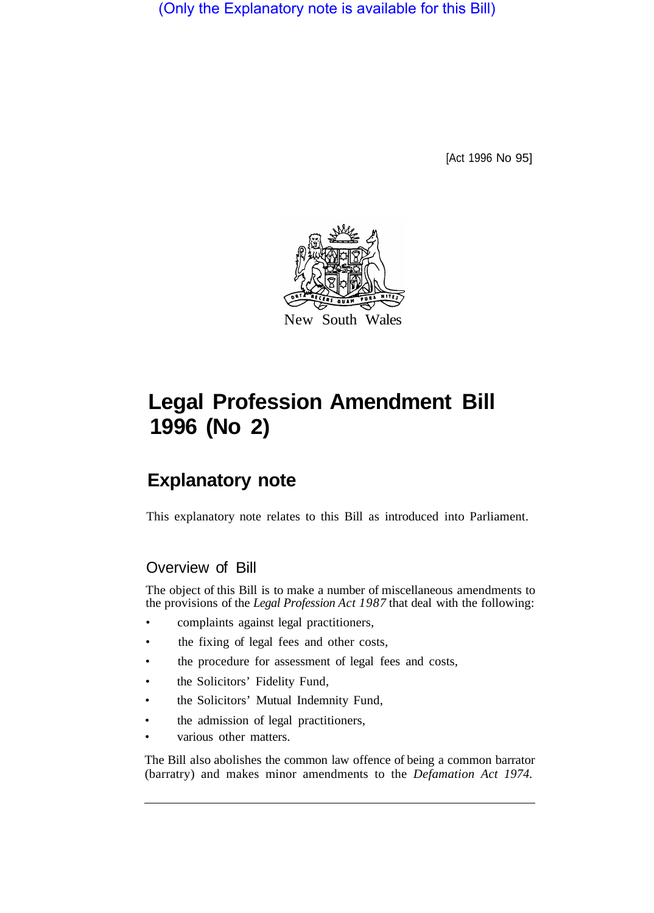(Only the Explanatory note is available for this Bill)

[Act 1996 No 95]

New South Wales

# Legal Profession Amendment Bill 1996 (No 2)

## Explanatory note

This explanatory note relates to this Bill as introduced into Parliament.

### Overview of Bill

The object of this Bill is to make a number of miscellaneous amendments to the provisions of the *Legal Profession Act 1987* that deal with the following:

- complaints against legal practitioners,
- the fixing of legal fees and other costs,
- the procedure for assessment of legal fees and costs,
- the Solicitors' Fidelity Fund,
- the Solicitors' Mutual Indemnity Fund,
- the admission of legal practitioners,
- various other matters.

The Bill also abolishes the common law offence of being a common barrator (barratry) and makes minor amendments to the *Defamation Act 1974.*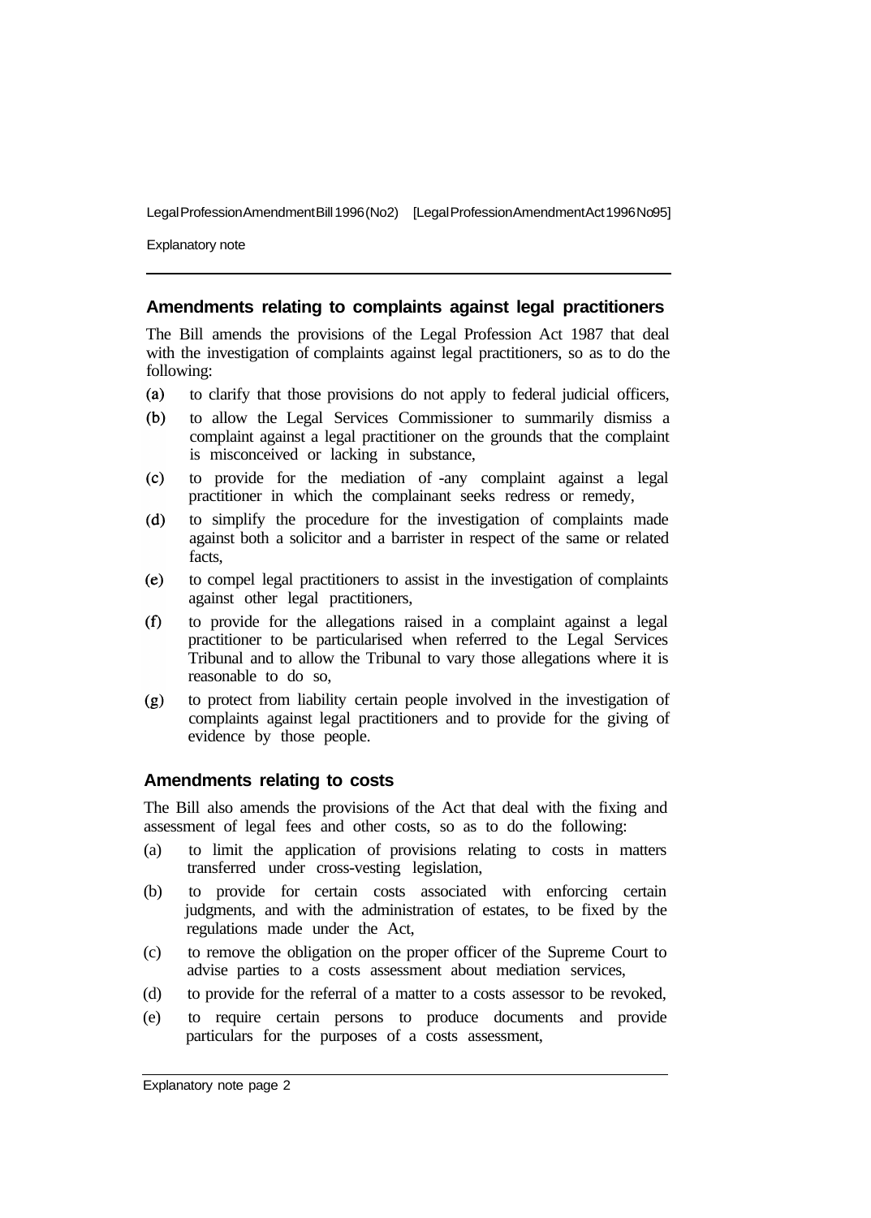## Amendments relating to complaints against legal practitioners

The Bill amends the provisions of the Legal Profession Act 1987 that deal with the investigation of complaints against legal practitioners, so as to do the following:

(a) to clarify that those provisions do not apply to federal judicial officers,

(b) to allow the Legal Services Commissioner to summarily dismiss a complaint against a legal practitioner on the grounds that the complaint is misconceived or lacking in substance,

(c) to provide for the mediation of -any complaint against a legal practitioner in which the complainant seeks redress or remedy,

(d) to simplify the procedure for the investigation of complaints made against both a solicitor and a barrister in respect of the same or related facts,

(e) to compel legal practitioners to assist in the investigation of complaints against other legal practitioners,

(f) to provide for the allegations raised in a complaint against a legal practitioner to be particularised when referred to the Legal Services Tribunal and to allow the Tribunal to vary those allegations where it is reasonable to do so,

(g) to protect from liability certain people involved in the investigation of complaints against legal practitioners and to provide for the giving of evidence by those people.

## Amendments relating to costs

The Bill also amends the provisions of the Act that deal with the fixing and assessment of legal fees and other costs, so as to do the following:

(a) to limit the application of provisions relating to costs in matters transferred under cross-vesting legislation,

(b) to provide for certain costs associated with enforcing certain judgments, and with the administration of estates, to be fixed by the regulations made under the Act,

(c) to remove the obligation on the proper officer of the Supreme Court to advise parties to a costs assessment about mediation services,

(d) to provide for the referral of a matter to a costs assessor to be revoked,

(e) to require certain persons to produce documents and provide particulars for the purposes of a costs assessment,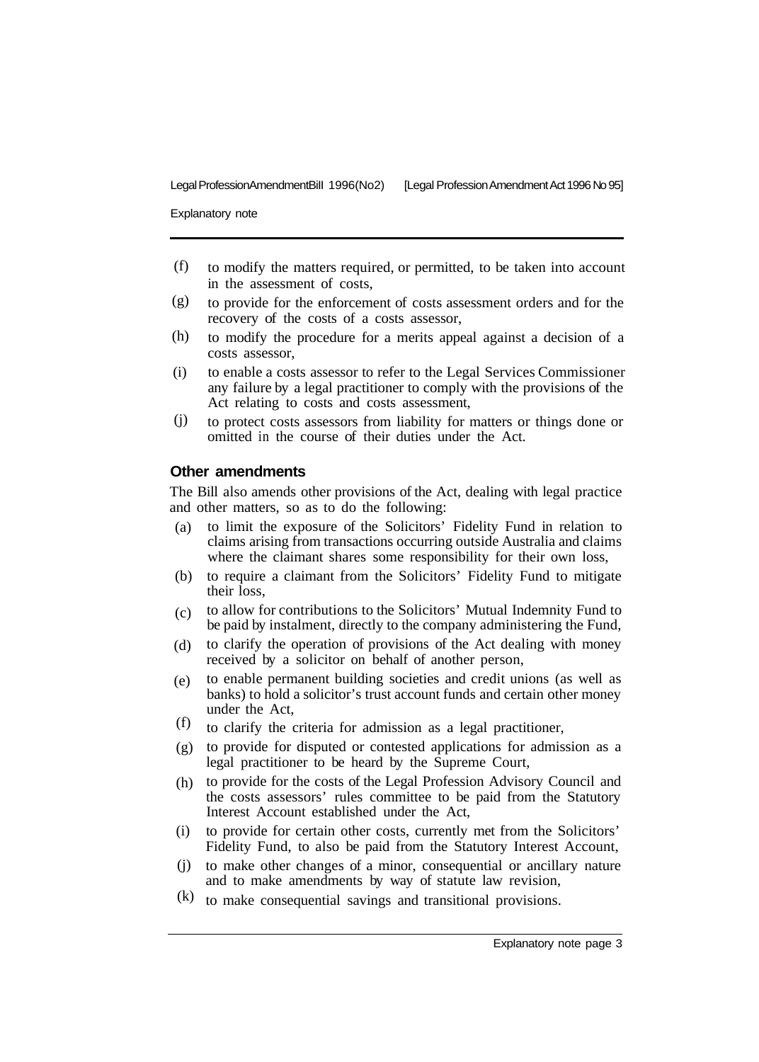(f) to modify the matters required, or permitted, to be taken into account in the assessment of costs,

(g) to provide for the enforcement of costs assessment orders and for the recovery of the costs of a costs assessor,

(h) to modify the procedure for a merits appeal against a decision of a costs assessor,

(i) to enable a costs assessor to refer to the Legal Services Commissioner any failure by a legal practitioner to comply with the provisions of the Act relating to costs and costs assessment,

(j) to protect costs assessors from liability for matters or things done or omitted in the course of their duties under the Act.

## Other amendments

The Bill also amends other provisions of the Act, dealing with legal practice and other matters, so as to do the following:

(a) to limit the exposure of the Solicitors' Fidelity Fund in relation to claims arising from transactions occurring outside Australia and claims where the claimant shares some responsibility for their own loss,

(b) to require a claimant from the Solicitors' Fidelity Fund to mitigate their loss,

(c) to allow for contributions to the Solicitors' Mutual Indemnity Fund to be paid by instalment, directly to the company administering the Fund,

(d) to clarify the operation of provisions of the Act dealing with money received by a solicitor on behalf of another person,

(e) to enable permanent building societies and credit unions (as well as banks) to hold a solicitor's trust account funds and certain other money under the Act,

(f) to clarify the criteria for admission as a legal practitioner,

(g) to provide for disputed or contested applications for admission as a legal practitioner to be heard by the Supreme Court,

(h) to provide for the costs of the Legal Profession Advisory Council and the costs assessors' rules committee to be paid from the Statutory Interest Account established under the Act,

(i) to provide for certain other costs, currently met from the Solicitors' Fidelity Fund, to also be paid from the Statutory Interest Account,

(j) to make other changes of a minor, consequential or ancillary nature and to make amendments by way of statute law revision,

(k) to make consequential savings and transitional provisions.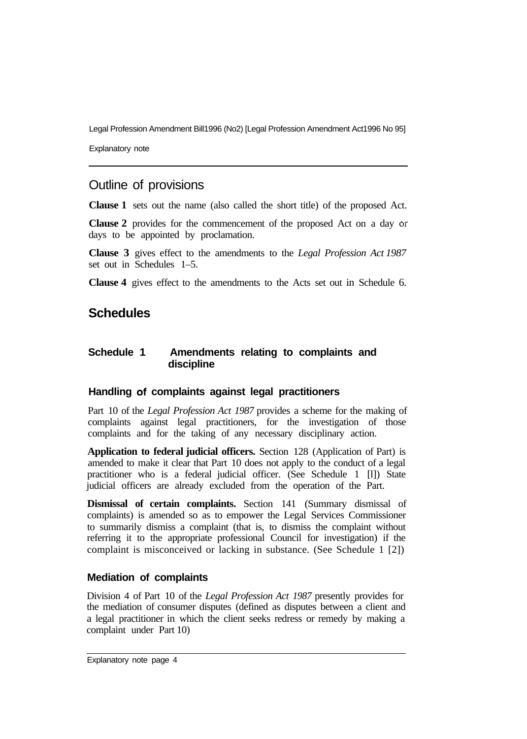## Outline of provisions

**Clause 1** sets out the name (also called the short title) of the proposed Act.

**Clause 2** provides for the commencement of the proposed Act on a day or days to be appointed by proclamation.

**Clause 3** gives effect to the amendments to the *Legal Profession Act 1987* set out in Schedules 1–5.

**Clause 4** gives effect to the amendments to the Acts set out in Schedule 6.

## Schedules

### Schedule 1 Amendments relating to complaints and discipline

#### Handling of complaints against legal practitioners

Part 10 of the *Legal Profession Act 1987* provides a scheme for the making of complaints against legal practitioners, for the investigation of those complaints and for the taking of any necessary disciplinary action.

**Application to federal judicial officers.** Section 128 (Application of Part) is amended to make it clear that Part 10 does not apply to the conduct of a legal practitioner who is a federal judicial officer. (See Schedule 1 [l]) State judicial officers are already excluded from the operation of the Part.

**Dismissal of certain complaints.** Section 141 (Summary dismissal of complaints) is amended so as to empower the Legal Services Commissioner to summarily dismiss a complaint (that is, to dismiss the complaint without referring it to the appropriate professional Council for investigation) if the complaint is misconceived or lacking in substance. (See Schedule 1 [2])

#### Mediation of complaints

Division 4 of Part 10 of the *Legal Profession Act 1987* presently provides for the mediation of consumer disputes (defined as disputes between a client and a legal practitioner in which the client seeks redress or remedy by making a complaint under Part 10)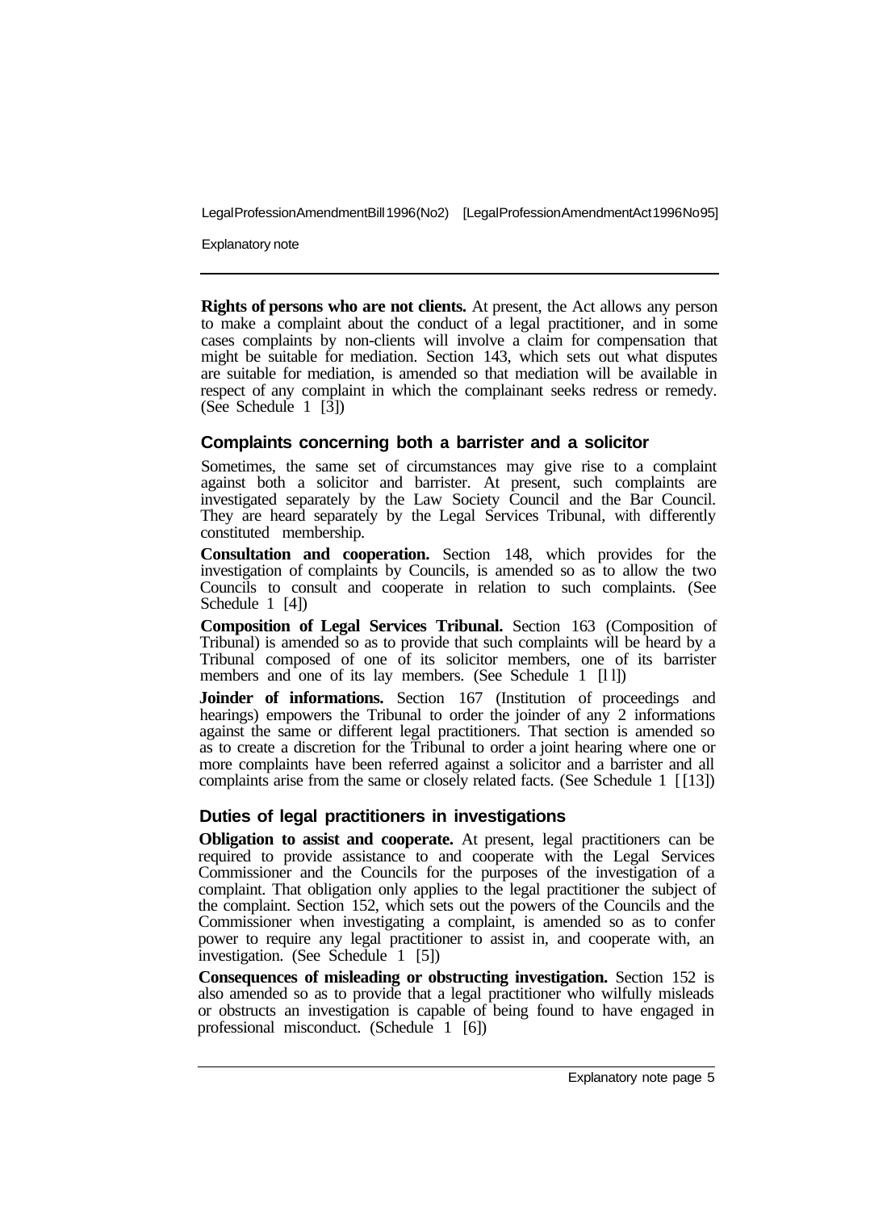**Rights of persons who are not clients.** At present, the Act allows any person to make a complaint about the conduct of a legal practitioner, and in some cases complaints by non-clients will involve a claim for compensation that might be suitable for mediation. Section 143, which sets out what disputes are suitable for mediation, is amended so that mediation will be available in respect of any complaint in which the complainant seeks redress or remedy. (See Schedule 1 [3])

## Complaints concerning both a barrister and a solicitor

Sometimes, the same set of circumstances may give rise to a complaint against both a solicitor and barrister. At present, such complaints are investigated separately by the Law Society Council and the Bar Council. They are heard separately by the Legal Services Tribunal, with differently constituted membership.

**Consultation and cooperation.** Section 148, which provides for the investigation of complaints by Councils, is amended so as to allow the two Councils to consult and cooperate in relation to such complaints. (See Schedule 1 [4])

**Composition of Legal Services Tribunal.** Section 163 (Composition of Tribunal) is amended so as to provide that such complaints will be heard by a Tribunal composed of one of its solicitor members, one of its barrister members and one of its lay members. (See Schedule 1 [11])

**Joinder of informations.** Section 167 (Institution of proceedings and hearings) empowers the Tribunal to order the joinder of any 2 informations against the same or different legal practitioners. That section is amended so as to create a discretion for the Tribunal to order a joint hearing where one or more complaints have been referred against a solicitor and a barrister and all complaints arise from the same or closely related facts. (See Schedule 1 [[13])

## Duties of legal practitioners in investigations

**Obligation to assist and cooperate.** At present, legal practitioners can be required to provide assistance to and cooperate with the Legal Services Commissioner and the Councils for the purposes of the investigation of a complaint. That obligation only applies to the legal practitioner the subject of the complaint. Section 152, which sets out the powers of the Councils and the Commissioner when investigating a complaint, is amended so as to confer power to require any legal practitioner to assist in, and cooperate with, an investigation. (See Schedule 1 [5])

**Consequences of misleading or obstructing investigation.** Section 152 is also amended so as to provide that a legal practitioner who wilfully misleads or obstructs an investigation is capable of being found to have engaged in professional misconduct. (Schedule 1 [6])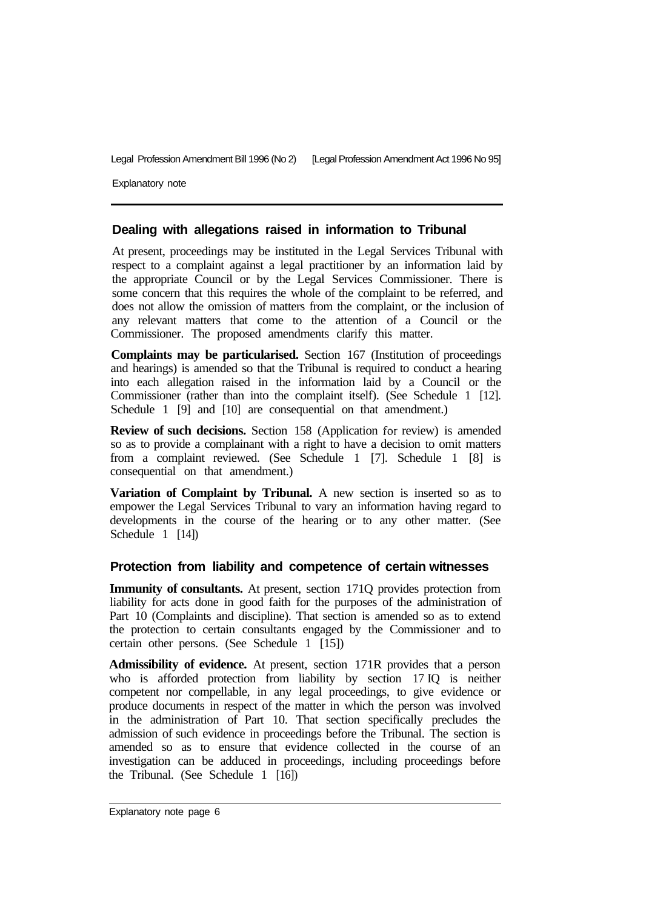## Dealing with allegations raised in information to Tribunal

At present, proceedings may be instituted in the Legal Services Tribunal with respect to a complaint against a legal practitioner by an information laid by the appropriate Council or by the Legal Services Commissioner. There is some concern that this requires the whole of the complaint to be referred, and does not allow the omission of matters from the complaint, or the inclusion of any relevant matters that come to the attention of a Council or the Commissioner. The proposed amendments clarify this matter.

**Complaints may be particularised.** Section 167 (Institution of proceedings and hearings) is amended so that the Tribunal is required to conduct a hearing into each allegation raised in the information laid by a Council or the Commissioner (rather than into the complaint itself). (See Schedule 1 [12]. Schedule 1 [9] and [10] are consequential on that amendment.)

**Review of such decisions.** Section 158 (Application for review) is amended so as to provide a complainant with a right to have a decision to omit matters from a complaint reviewed. (See Schedule 1 [7]. Schedule 1 [8] is consequential on that amendment.)

**Variation of Complaint by Tribunal.** A new section is inserted so as to empower the Legal Services Tribunal to vary an information having regard to developments in the course of the hearing or to any other matter. (See Schedule 1 [14])

## Protection from liability and competence of certain witnesses

**Immunity of consultants.** At present, section 171Q provides protection from liability for acts done in good faith for the purposes of the administration of Part 10 (Complaints and discipline). That section is amended so as to extend the protection to certain consultants engaged by the Commissioner and to certain other persons. (See Schedule 1 [15])

**Admissibility of evidence.** At present, section 171R provides that a person who is afforded protection from liability by section 17 IQ is neither competent nor compellable, in any legal proceedings, to give evidence or produce documents in respect of the matter in which the person was involved in the administration of Part 10. That section specifically precludes the admission of such evidence in proceedings before the Tribunal. The section is amended so as to ensure that evidence collected in the course of an investigation can be adduced in proceedings, including proceedings before the Tribunal. (See Schedule 1 [16])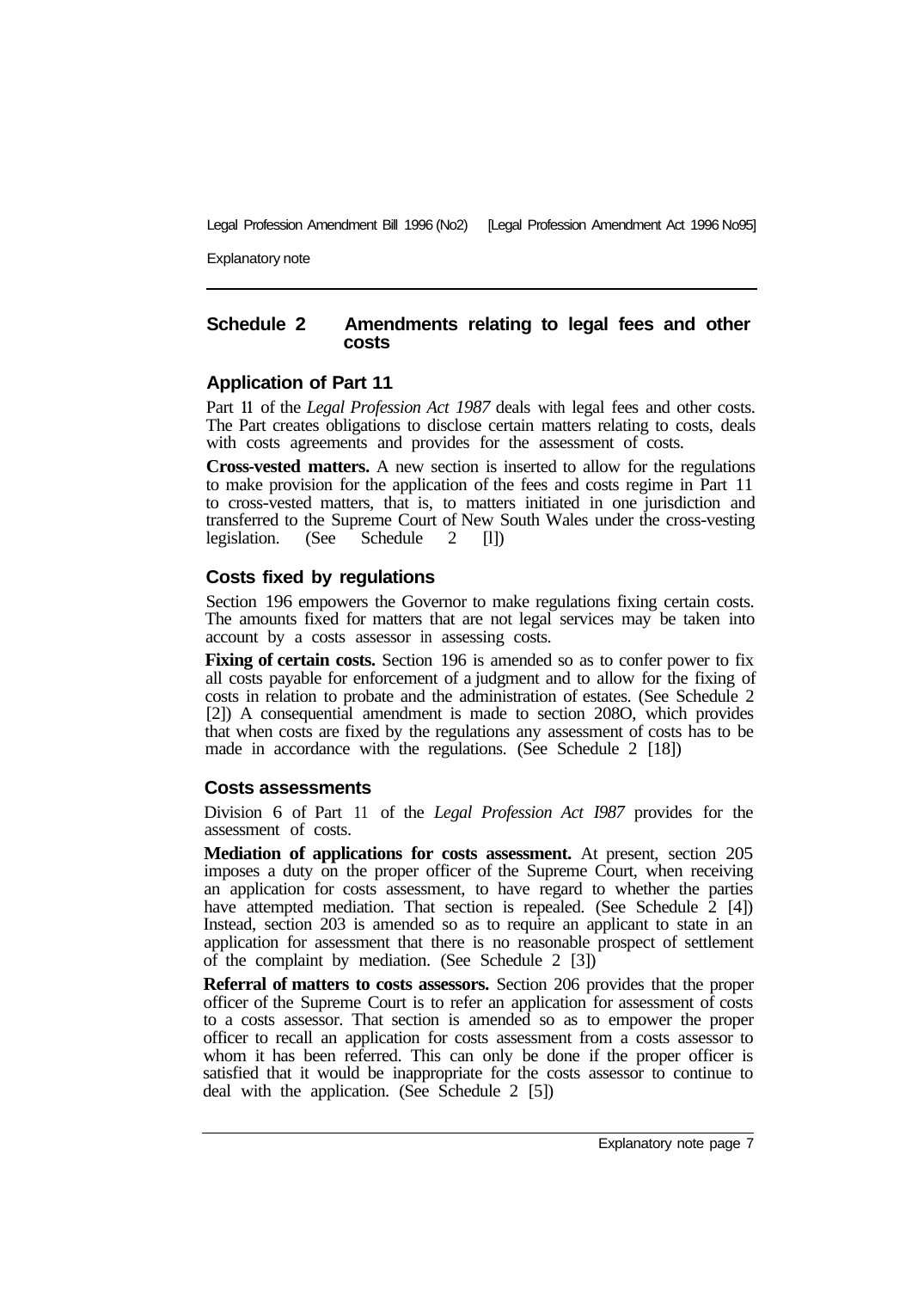## Schedule 2 Amendments relating to legal fees and other costs

### Application of Part 11

Part 11 of the *Legal Profession Act 1987* deals with legal fees and other costs. The Part creates obligations to disclose certain matters relating to costs, deals with costs agreements and provides for the assessment of costs.

**Cross-vested matters.** A new section is inserted to allow for the regulations to make provision for the application of the fees and costs regime in Part 11 to cross-vested matters, that is, to matters initiated in one jurisdiction and transferred to the Supreme Court of New South Wales under the cross-vesting legislation. (See Schedule 2 [l])

### Costs fixed by regulations

Section 196 empowers the Governor to make regulations fixing certain costs. The amounts fixed for matters that are not legal services may be taken into account by a costs assessor in assessing costs.

**Fixing of certain costs.** Section 196 is amended so as to confer power to fix all costs payable for enforcement of a judgment and to allow for the fixing of costs in relation to probate and the administration of estates. (See Schedule 2 [2]) A consequential amendment is made to section 208O, which provides that when costs are fixed by the regulations any assessment of costs has to be made in accordance with the regulations. (See Schedule 2 [18])

### Costs assessments

Division 6 of Part 11 of the *Legal Profession Act I987* provides for the assessment of costs.

**Mediation of applications for costs assessment.** At present, section 205 imposes a duty on the proper officer of the Supreme Court, when receiving an application for costs assessment, to have regard to whether the parties have attempted mediation. That section is repealed. (See Schedule 2 [4]) Instead, section 203 is amended so as to require an applicant to state in an application for assessment that there is no reasonable prospect of settlement of the complaint by mediation. (See Schedule 2 [3])

**Referral of matters to costs assessors.** Section 206 provides that the proper officer of the Supreme Court is to refer an application for assessment of costs to a costs assessor. That section is amended so as to empower the proper officer to recall an application for costs assessment from a costs assessor to whom it has been referred. This can only be done if the proper officer is satisfied that it would be inappropriate for the costs assessor to continue to deal with the application. (See Schedule 2 [5])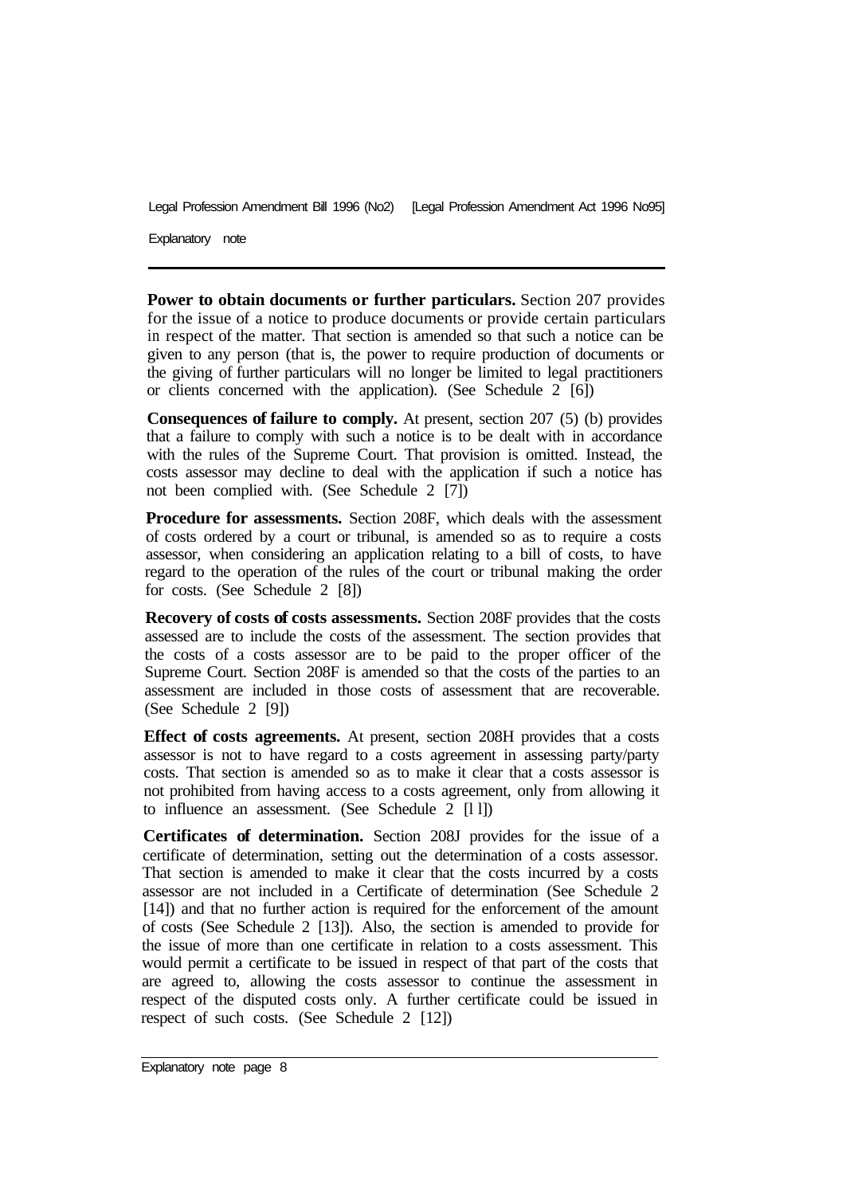**Power to obtain documents or further particulars.** Section 207 provides for the issue of a notice to produce documents or provide certain particulars in respect of the matter. That section is amended so that such a notice can be given to any person (that is, the power to require production of documents or the giving of further particulars will no longer be limited to legal practitioners or clients concerned with the application). (See Schedule 2 [6])

**Consequences of failure to comply.** At present, section 207 (5) (b) provides that a failure to comply with such a notice is to be dealt with in accordance with the rules of the Supreme Court. That provision is omitted. Instead, the costs assessor may decline to deal with the application if such a notice has not been complied with. (See Schedule 2 [7])

**Procedure for assessments.** Section 208F, which deals with the assessment of costs ordered by a court or tribunal, is amended so as to require a costs assessor, when considering an application relating to a bill of costs, to have regard to the operation of the rules of the court or tribunal making the order for costs. (See Schedule 2 [8])

**Recovery of costs of costs assessments.** Section 208F provides that the costs assessed are to include the costs of the assessment. The section provides that the costs of a costs assessor are to be paid to the proper officer of the Supreme Court. Section 208F is amended so that the costs of the parties to an assessment are included in those costs of assessment that are recoverable. (See Schedule 2 [9])

**Effect of costs agreements.** At present, section 208H provides that a costs assessor is not to have regard to a costs agreement in assessing party/party costs. That section is amended so as to make it clear that a costs assessor is not prohibited from having access to a costs agreement, only from allowing it to influence an assessment. (See Schedule 2 [11])

**Certificates of determination.** Section 208J provides for the issue of a certificate of determination, setting out the determination of a costs assessor. That section is amended to make it clear that the costs incurred by a costs assessor are not included in a Certificate of determination (See Schedule 2 [14]) and that no further action is required for the enforcement of the amount of costs (See Schedule 2 [13]). Also, the section is amended to provide for the issue of more than one certificate in relation to a costs assessment. This would permit a certificate to be issued in respect of that part of the costs that are agreed to, allowing the costs assessor to continue the assessment in respect of the disputed costs only. A further certificate could be issued in respect of such costs. (See Schedule 2 [12])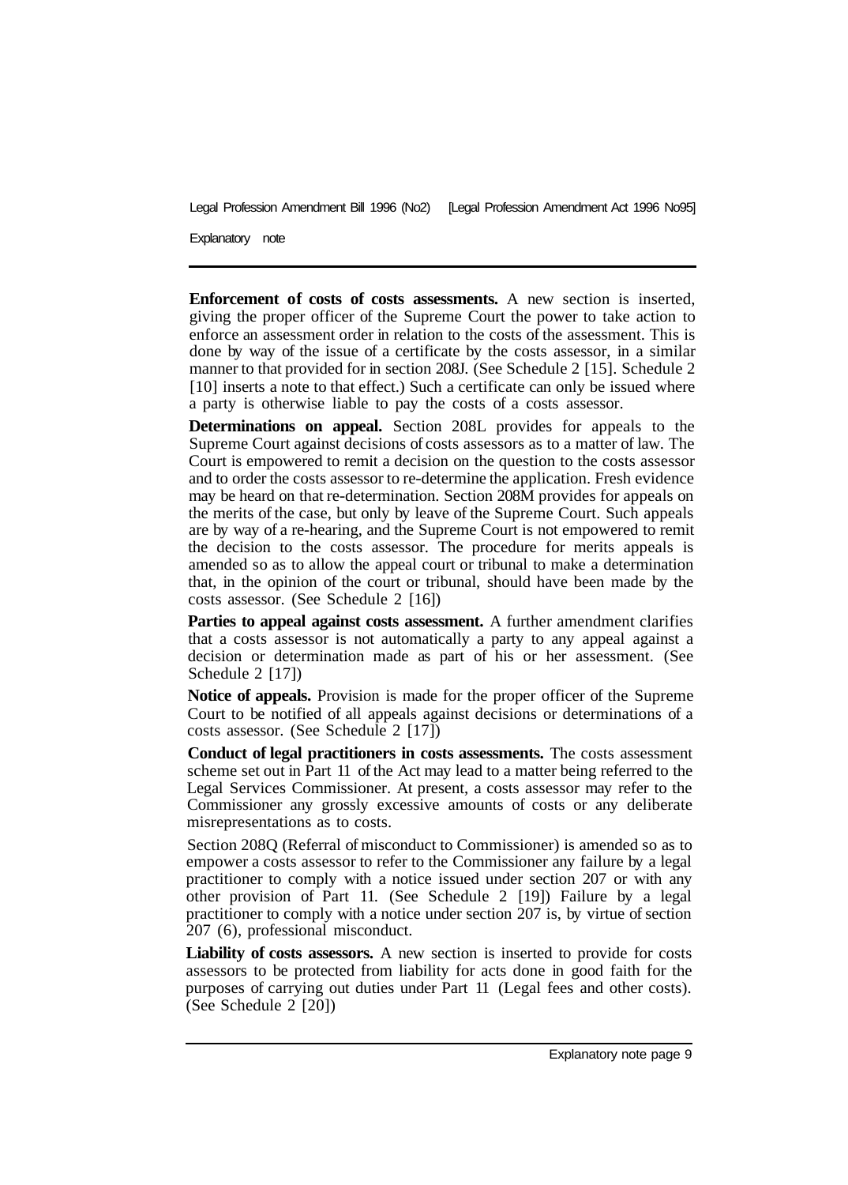**Enforcement of costs of costs assessments.** A new section is inserted, giving the proper officer of the Supreme Court the power to take action to enforce an assessment order in relation to the costs of the assessment. This is done by way of the issue of a certificate by the costs assessor, in a similar manner to that provided for in section 208J. (See Schedule 2 [15]. Schedule 2 [10] inserts a note to that effect.) Such a certificate can only be issued where a party is otherwise liable to pay the costs of a costs assessor.

**Determinations on appeal.** Section 208L provides for appeals to the Supreme Court against decisions of costs assessors as to a matter of law. The Court is empowered to remit a decision on the question to the costs assessor and to order the costs assessor to re-determine the application. Fresh evidence may be heard on that re-determination. Section 208M provides for appeals on the merits of the case, but only by leave of the Supreme Court. Such appeals are by way of a re-hearing, and the Supreme Court is not empowered to remit the decision to the costs assessor. The procedure for merits appeals is amended so as to allow the appeal court or tribunal to make a determination that, in the opinion of the court or tribunal, should have been made by the costs assessor. (See Schedule 2 [16])

**Parties to appeal against costs assessment.** A further amendment clarifies that a costs assessor is not automatically a party to any appeal against a decision or determination made as part of his or her assessment. (See Schedule 2 [17])

**Notice of appeals.** Provision is made for the proper officer of the Supreme Court to be notified of all appeals against decisions or determinations of a costs assessor. (See Schedule 2 [17])

**Conduct of legal practitioners in costs assessments.** The costs assessment scheme set out in Part 11 of the Act may lead to a matter being referred to the Legal Services Commissioner. At present, a costs assessor may refer to the Commissioner any grossly excessive amounts of costs or any deliberate misrepresentations as to costs.

Section 208Q (Referral of misconduct to Commissioner) is amended so as to empower a costs assessor to refer to the Commissioner any failure by a legal practitioner to comply with a notice issued under section 207 or with any other provision of Part 11. (See Schedule 2 [19]) Failure by a legal practitioner to comply with a notice under section 207 is, by virtue of section 207 (6), professional misconduct.

**Liability of costs assessors.** A new section is inserted to provide for costs assessors to be protected from liability for acts done in good faith for the purposes of carrying out duties under Part 11 (Legal fees and other costs). (See Schedule 2 [20])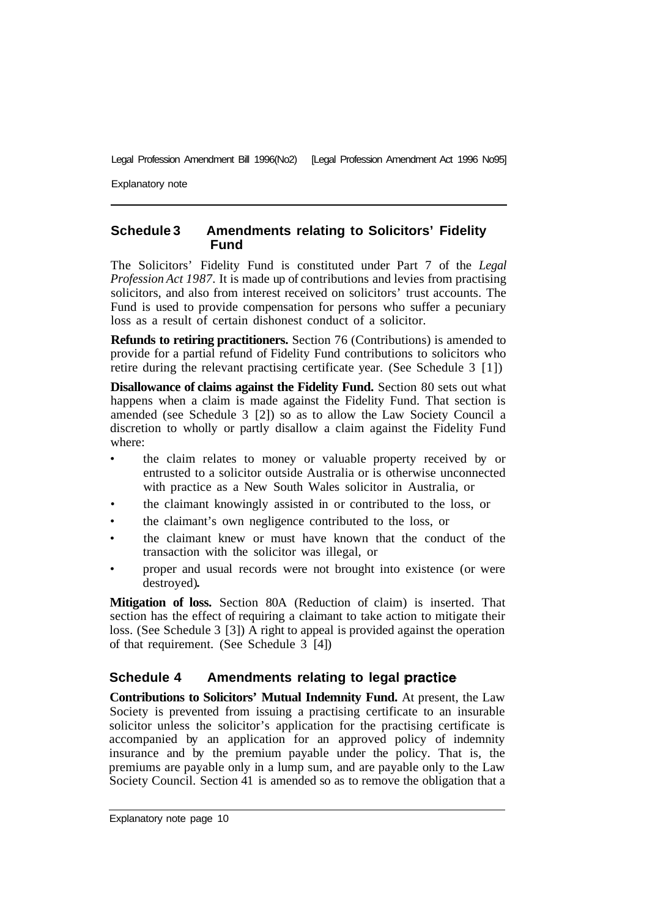## Schedule 3 Amendments relating to Solicitors' Fidelity Fund

The Solicitors' Fidelity Fund is constituted under Part 7 of the *Legal Profession Act 1987*. It is made up of contributions and levies from practising solicitors, and also from interest received on solicitors' trust accounts. The Fund is used to provide compensation for persons who suffer a pecuniary loss as a result of certain dishonest conduct of a solicitor.

**Refunds to retiring practitioners.** Section 76 (Contributions) is amended to provide for a partial refund of Fidelity Fund contributions to solicitors who retire during the relevant practising certificate year. (See Schedule 3 [1])

**Disallowance of claims against the Fidelity Fund.** Section 80 sets out what happens when a claim is made against the Fidelity Fund. That section is amended (see Schedule 3 [2]) so as to allow the Law Society Council a discretion to wholly or partly disallow a claim against the Fidelity Fund where:

- the claim relates to money or valuable property received by or entrusted to a solicitor outside Australia or is otherwise unconnected with practice as a New South Wales solicitor in Australia, or
- the claimant knowingly assisted in or contributed to the loss, or
- the claimant's own negligence contributed to the loss, or
- the claimant knew or must have known that the conduct of the transaction with the solicitor was illegal, or
- proper and usual records were not brought into existence (or were destroyed).

**Mitigation of loss.** Section 80A (Reduction of claim) is inserted. That section has the effect of requiring a claimant to take action to mitigate their loss. (See Schedule 3 [3]) A right to appeal is provided against the operation of that requirement. (See Schedule 3 [4])

## Schedule 4 Amendments relating to legal practice

**Contributions to Solicitors' Mutual Indemnity Fund.** At present, the Law Society is prevented from issuing a practising certificate to an insurable solicitor unless the solicitor's application for the practising certificate is accompanied by an application for an approved policy of indemnity insurance and by the premium payable under the policy. That is, the premiums are payable only in a lump sum, and are payable only to the Law Society Council. Section 41 is amended so as to remove the obligation that a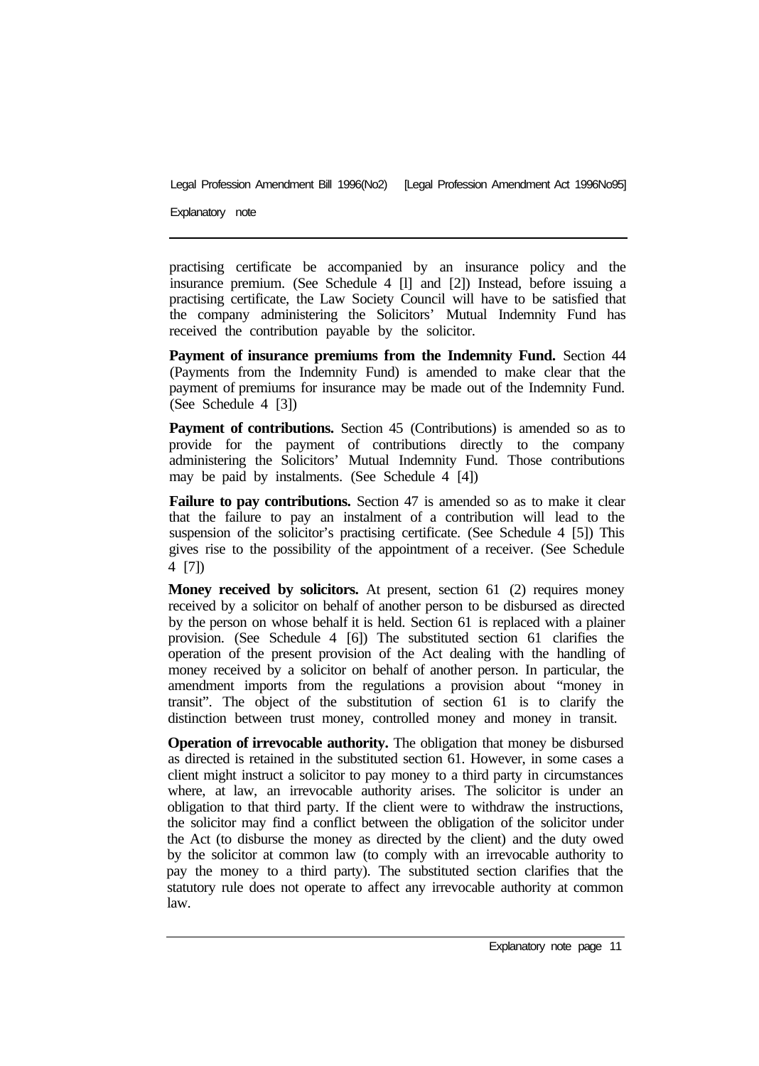practising certificate be accompanied by an insurance policy and the insurance premium. (See Schedule 4 [l] and [2]) Instead, before issuing a practising certificate, the Law Society Council will have to be satisfied that the company administering the Solicitors' Mutual Indemnity Fund has received the contribution payable by the solicitor.

**Payment of insurance premiums from the Indemnity Fund.** Section 44 (Payments from the Indemnity Fund) is amended to make clear that the payment of premiums for insurance may be made out of the Indemnity Fund. (See Schedule 4 [3])

**Payment of contributions.** Section 45 (Contributions) is amended so as to provide for the payment of contributions directly to the company administering the Solicitors' Mutual Indemnity Fund. Those contributions may be paid by instalments. (See Schedule 4 [4])

**Failure to pay contributions.** Section 47 is amended so as to make it clear that the failure to pay an instalment of a contribution will lead to the suspension of the solicitor's practising certificate. (See Schedule 4 [5]) This gives rise to the possibility of the appointment of a receiver. (See Schedule 4 [7])

**Money received by solicitors.** At present, section 61 (2) requires money received by a solicitor on behalf of another person to be disbursed as directed by the person on whose behalf it is held. Section 61 is replaced with a plainer provision. (See Schedule 4 [6]) The substituted section 61 clarifies the operation of the present provision of the Act dealing with the handling of money received by a solicitor on behalf of another person. In particular, the amendment imports from the regulations a provision about "money in transit". The object of the substitution of section 61 is to clarify the distinction between trust money, controlled money and money in transit.

**Operation of irrevocable authority.** The obligation that money be disbursed as directed is retained in the substituted section 61. However, in some cases a client might instruct a solicitor to pay money to a third party in circumstances where, at law, an irrevocable authority arises. The solicitor is under an obligation to that third party. If the client were to withdraw the instructions, the solicitor may find a conflict between the obligation of the solicitor under the Act (to disburse the money as directed by the client) and the duty owed by the solicitor at common law (to comply with an irrevocable authority to pay the money to a third party). The substituted section clarifies that the statutory rule does not operate to affect any irrevocable authority at common law.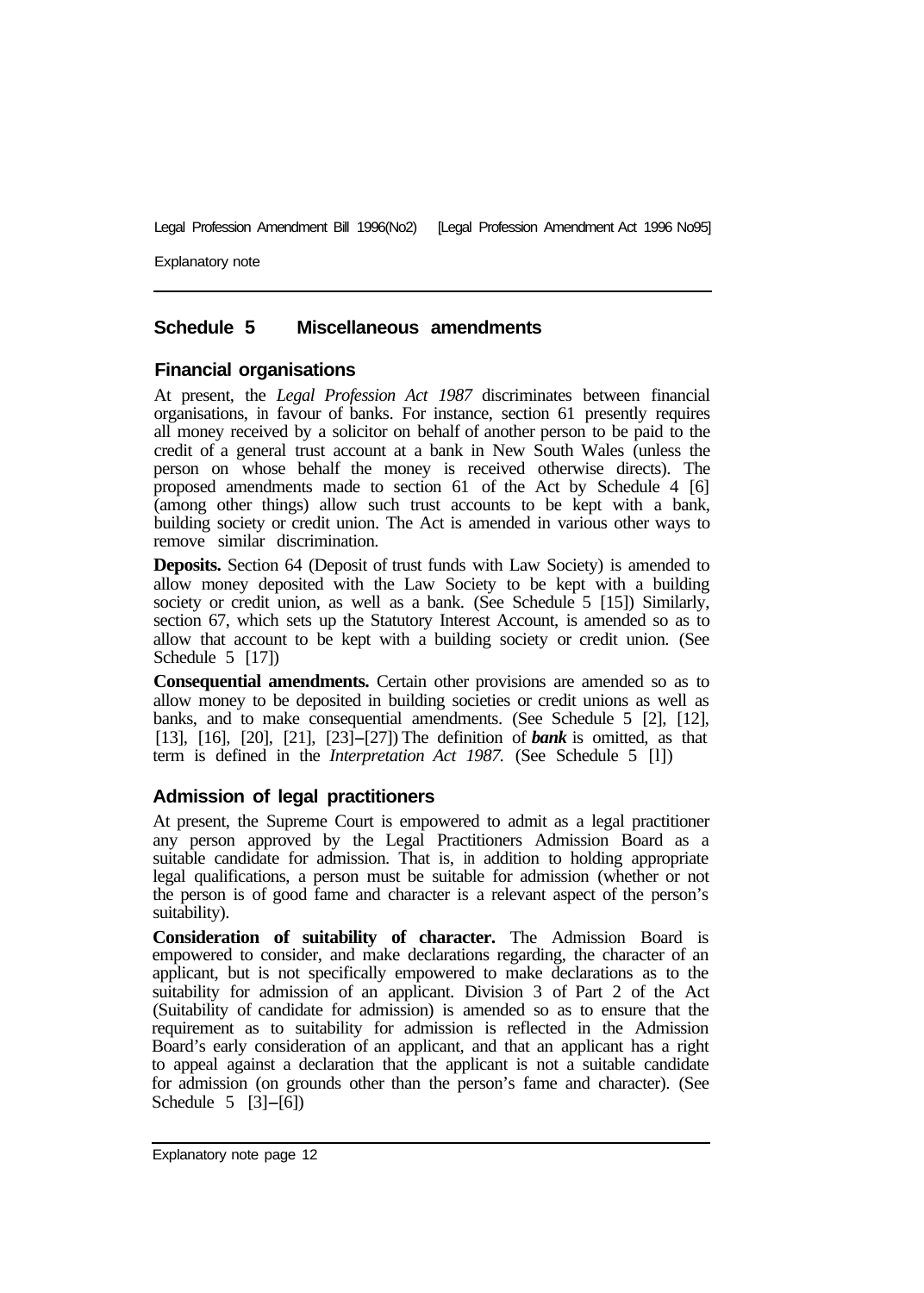## Schedule 5 Miscellaneous amendments

### Financial organisations

At present, the *Legal Profession Act 1987* discriminates between financial organisations, in favour of banks. For instance, section 61 presently requires all money received by a solicitor on behalf of another person to be paid to the credit of a general trust account at a bank in New South Wales (unless the person on whose behalf the money is received otherwise directs). The proposed amendments made to section 61 of the Act by Schedule 4 [6] (among other things) allow such trust accounts to be kept with a bank, building society or credit union. The Act is amended in various other ways to remove similar discrimination.

**Deposits.** Section 64 (Deposit of trust funds with Law Society) is amended to allow money deposited with the Law Society to be kept with a building society or credit union, as well as a bank. (See Schedule 5 [15]) Similarly, section 67, which sets up the Statutory Interest Account, is amended so as to allow that account to be kept with a building society or credit union. (See Schedule 5 [17])

**Consequential amendments.** Certain other provisions are amended so as to allow money to be deposited in building societies or credit unions as well as banks, and to make consequential amendments. (See Schedule 5 [2], [12], [13], [16], [20], [21], [23]–[27]) The definition of ***bank*** is omitted, as that term is defined in the *Interpretation Act 1987.* (See Schedule 5 [1])

### Admission of legal practitioners

At present, the Supreme Court is empowered to admit as a legal practitioner any person approved by the Legal Practitioners Admission Board as a suitable candidate for admission. That is, in addition to holding appropriate legal qualifications, a person must be suitable for admission (whether or not the person is of good fame and character is a relevant aspect of the person's suitability).

**Consideration of suitability of character.** The Admission Board is empowered to consider, and make declarations regarding, the character of an applicant, but is not specifically empowered to make declarations as to the suitability for admission of an applicant. Division 3 of Part 2 of the Act (Suitability of candidate for admission) is amended so as to ensure that the requirement as to suitability for admission is reflected in the Admission Board's early consideration of an applicant, and that an applicant has a right to appeal against a declaration that the applicant is not a suitable candidate for admission (on grounds other than the person's fame and character). (See Schedule 5 [3]–[6])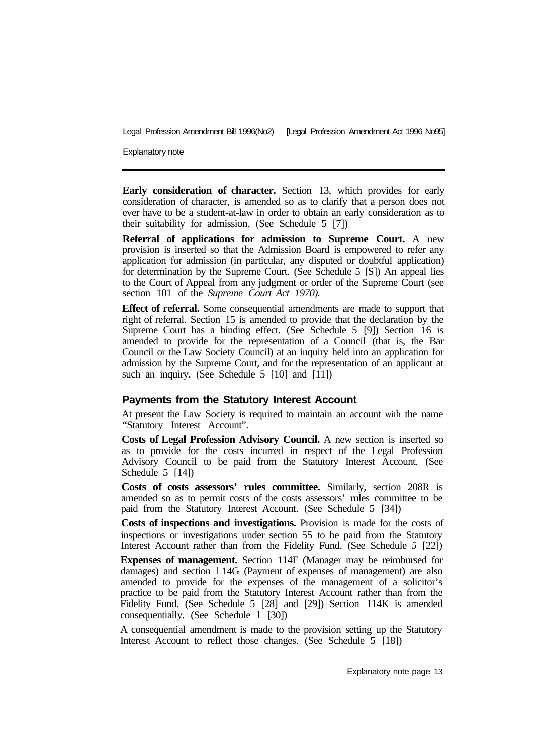**Early consideration of character.** Section 13, which provides for early consideration of character, is amended so as to clarify that a person does not ever have to be a student-at-law in order to obtain an early consideration as to their suitability for admission. (See Schedule 5 [7])

**Referral of applications for admission to Supreme Court.** A new provision is inserted so that the Admission Board is empowered to refer any application for admission (in particular, any disputed or doubtful application) for determination by the Supreme Court. (See Schedule 5 [S]) An appeal lies to the Court of Appeal from any judgment or order of the Supreme Court (see section 101 of the *Supreme Court Act 1970).*

**Effect of referral.** Some consequential amendments are made to support that right of referral. Section 15 is amended to provide that the declaration by the Supreme Court has a binding effect. (See Schedule 5 [9]) Section 16 is amended to provide for the representation of a Council (that is, the Bar Council or the Law Society Council) at an inquiry held into an application for admission by the Supreme Court, and for the representation of an applicant at such an inquiry. (See Schedule 5 [10] and [11])

## Payments from the Statutory Interest Account

At present the Law Society is required to maintain an account with the name "Statutory Interest Account".

**Costs of Legal Profession Advisory Council.** A new section is inserted so as to provide for the costs incurred in respect of the Legal Profession Advisory Council to be paid from the Statutory Interest Account. (See Schedule 5 [14])

**Costs of costs assessors' rules committee.** Similarly, section 208R is amended so as to permit costs of the costs assessors' rules committee to be paid from the Statutory Interest Account. (See Schedule 5 [34])

**Costs of inspections and investigations.** Provision is made for the costs of inspections or investigations under section 55 to be paid from the Statutory Interest Account rather than from the Fidelity Fund. (See Schedule *5* [22])

**Expenses of management.** Section 114F (Manager may be reimbursed for damages) and section l 14G (Payment of expenses of management) are also amended to provide for the expenses of the management of a solicitor's practice to be paid from the Statutory Interest Account rather than from the Fidelity Fund. (See Schedule 5 [28] and [29]) Section 114K is amended consequentially. (See Schedule l [30])

A consequential amendment is made to the provision setting up the Statutory Interest Account to reflect those changes. (See Schedule 5 [18])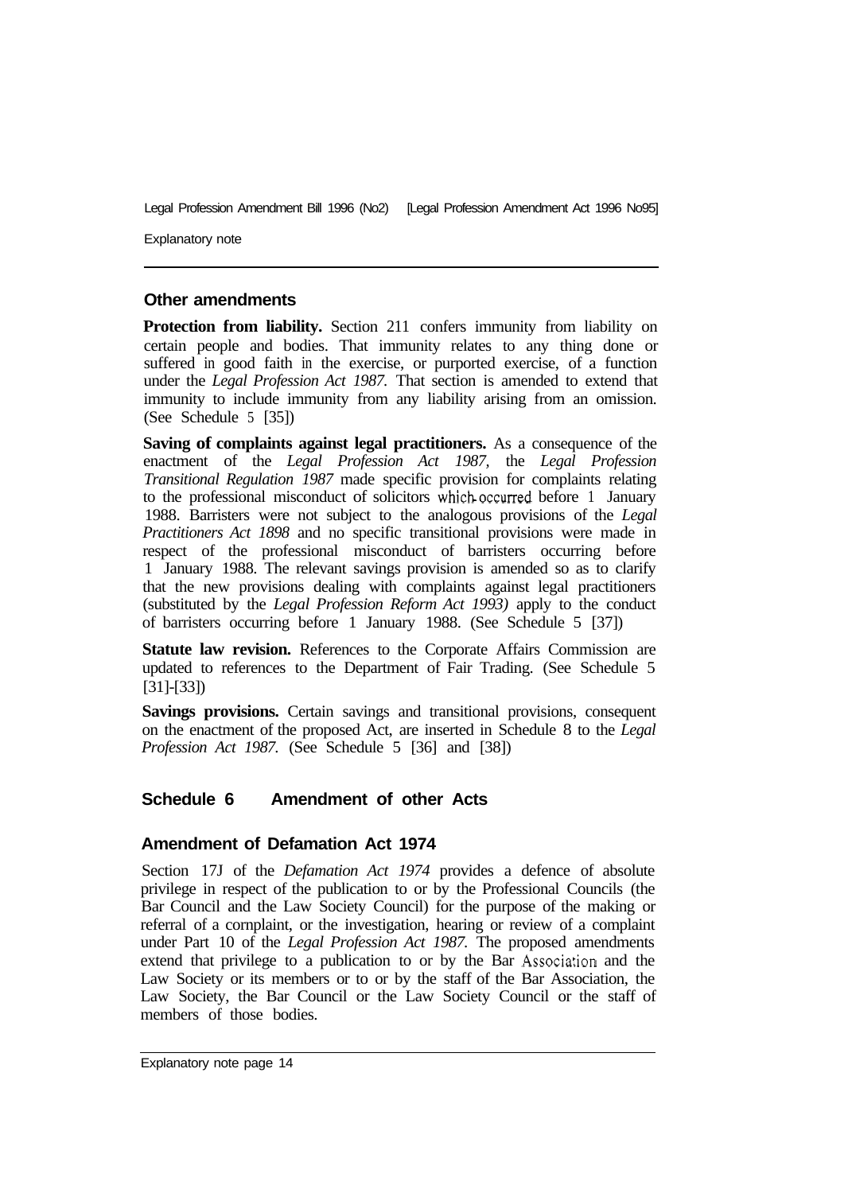### Other amendments

**Protection from liability.** Section 211 confers immunity from liability on certain people and bodies. That immunity relates to any thing done or suffered in good faith in the exercise, or purported exercise, of a function under the *Legal Profession Act 1987.* That section is amended to extend that immunity to include immunity from any liability arising from an omission. (See Schedule 5 [35])

**Saving of complaints against legal practitioners.** As a consequence of the enactment of the *Legal Profession Act 1987,* the *Legal Profession Transitional Regulation 1987* made specific provision for complaints relating to the professional misconduct of solicitors which occurred before 1 January 1988. Barristers were not subject to the analogous provisions of the *Legal Practitioners Act 1898* and no specific transitional provisions were made in respect of the professional misconduct of barristers occurring before 1 January 1988. The relevant savings provision is amended so as to clarify that the new provisions dealing with complaints against legal practitioners (substituted by the *Legal Profession Reform Act 1993)* apply to the conduct of barristers occurring before 1 January 1988. (See Schedule 5 [37])

**Statute law revision.** References to the Corporate Affairs Commission are updated to references to the Department of Fair Trading. (See Schedule 5 [31]-[33])

**Savings provisions.** Certain savings and transitional provisions, consequent on the enactment of the proposed Act, are inserted in Schedule 8 to the *Legal Profession Act 1987.* (See Schedule 5 [36] and [38])

## Schedule 6 Amendment of other Acts

### Amendment of Defamation Act 1974

Section 17J of the *Defamation Act 1974* provides a defence of absolute privilege in respect of the publication to or by the Professional Councils (the Bar Council and the Law Society Council) for the purpose of the making or referral of a complaint, or the investigation, hearing or review of a complaint under Part 10 of the *Legal Profession Act 1987.* The proposed amendments extend that privilege to a publication to or by the Bar Association and the Law Society or its members or to or by the staff of the Bar Association, the Law Society, the Bar Council or the Law Society Council or the staff of members of those bodies.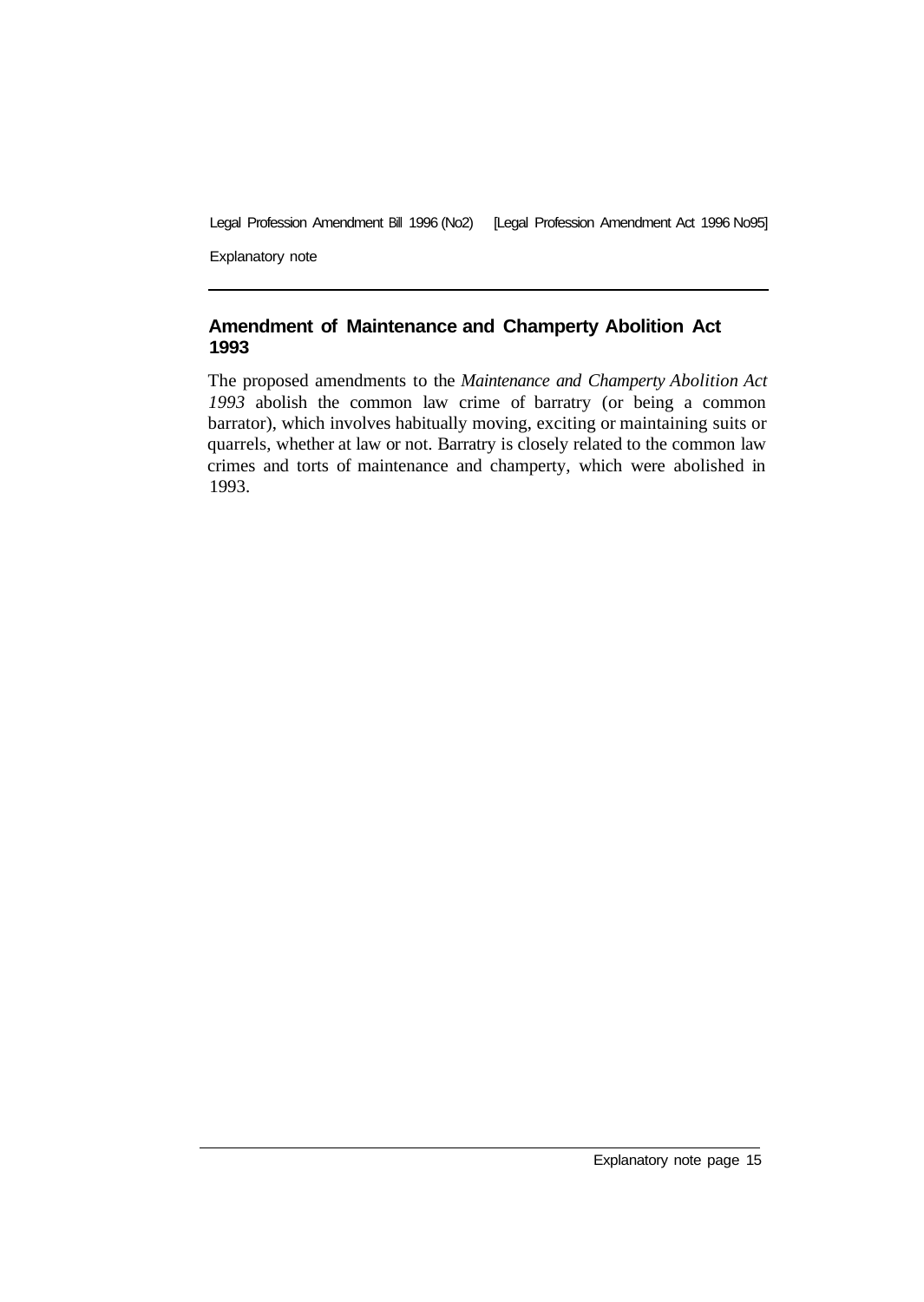## Amendment of Maintenance and Champerty Abolition Act 1993

The proposed amendments to the *Maintenance and Champerty Abolition Act 1993* abolish the common law crime of barratry (or being a common barrator), which involves habitually moving, exciting or maintaining suits or quarrels, whether at law or not. Barratry is closely related to the common law crimes and torts of maintenance and champerty, which were abolished in 1993.